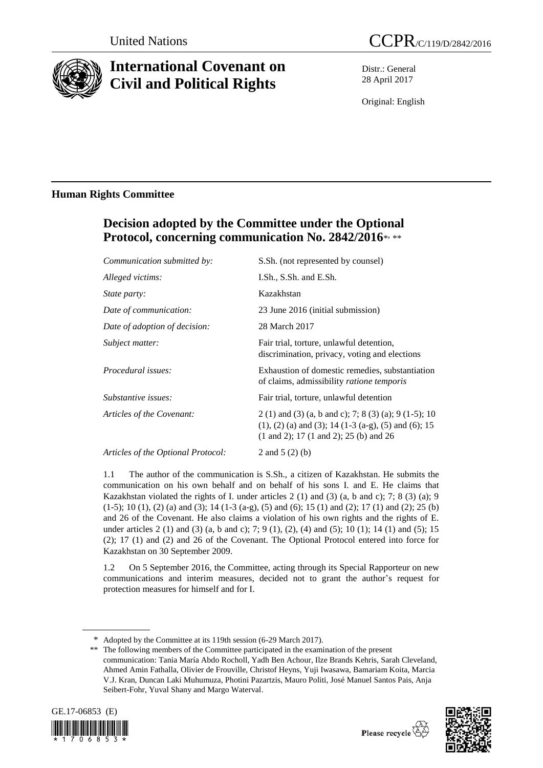United Nations

# CCPR/C/119/D/2842/2016

# International Covenant on Civil and Political Rights

Distr.: General
28 April 2017

Original: English

## Human Rights Committee

## Decision adopted by the Committee under the Optional Protocol, concerning communication No. 2842/2016*, **

| | |
|---|---|
| *Communication submitted by:* | S.Sh. (not represented by counsel) |
| *Alleged victims:* | I.Sh., S.Sh. and E.Sh. |
| *State party:* | Kazakhstan |
| *Date of communication:* | 23 June 2016 (initial submission) |
| *Date of adoption of decision:* | 28 March 2017 |
| *Subject matter:* | Fair trial, torture, unlawful detention, discrimination, privacy, voting and elections |
| *Procedural issues:* | Exhaustion of domestic remedies, substantiation of claims, admissibility *ratione temporis* |
| *Substantive issues:* | Fair trial, torture, unlawful detention |
| *Articles of the Covenant:* | 2 (1) and (3) (a, b and c); 7; 8 (3) (a); 9 (1-5); 10 (1), (2) (a) and (3); 14 (1-3 (a-g), (5) and (6); 15 (1 and 2); 17 (1 and 2); 25 (b) and 26 |
| *Articles of the Optional Protocol:* | 2 and 5 (2) (b) |

1.1 The author of the communication is S.Sh., a citizen of Kazakhstan. He submits the communication on his own behalf and on behalf of his sons I. and E. He claims that Kazakhstan violated the rights of I. under articles 2 (1) and (3) (a, b and c); 7; 8 (3) (a); 9 (1-5); 10 (1), (2) (a) and (3); 14 (1-3 (a-g), (5) and (6); 15 (1) and (2); 17 (1) and (2); 25 (b) and 26 of the Covenant. He also claims a violation of his own rights and the rights of E. under articles 2 (1) and (3) (a, b and c); 7; 9 (1), (2), (4) and (5); 10 (1); 14 (1) and (5); 15 (2); 17 (1) and (2) and 26 of the Covenant. The Optional Protocol entered into force for Kazakhstan on 30 September 2009.

1.2 On 5 September 2016, the Committee, acting through its Special Rapporteur on new communications and interim measures, decided not to grant the author's request for protection measures for himself and for I.

---

\* Adopted by the Committee at its 119th session (6-29 March 2017).

\*\* The following members of the Committee participated in the examination of the present communication: Tania María Abdo Rocholl, Yadh Ben Achour, Ilze Brands Kehris, Sarah Cleveland, Ahmed Amin Fathalla, Olivier de Frouville, Christof Heyns, Yuji Iwasawa, Bamariam Koita, Marcia V.J. Kran, Duncan Laki Muhumuza, Photini Pazartzis, Mauro Politi, José Manuel Santos Pais, Anja Seibert-Fohr, Yuval Shany and Margo Waterval.

GE.17-06853 (E)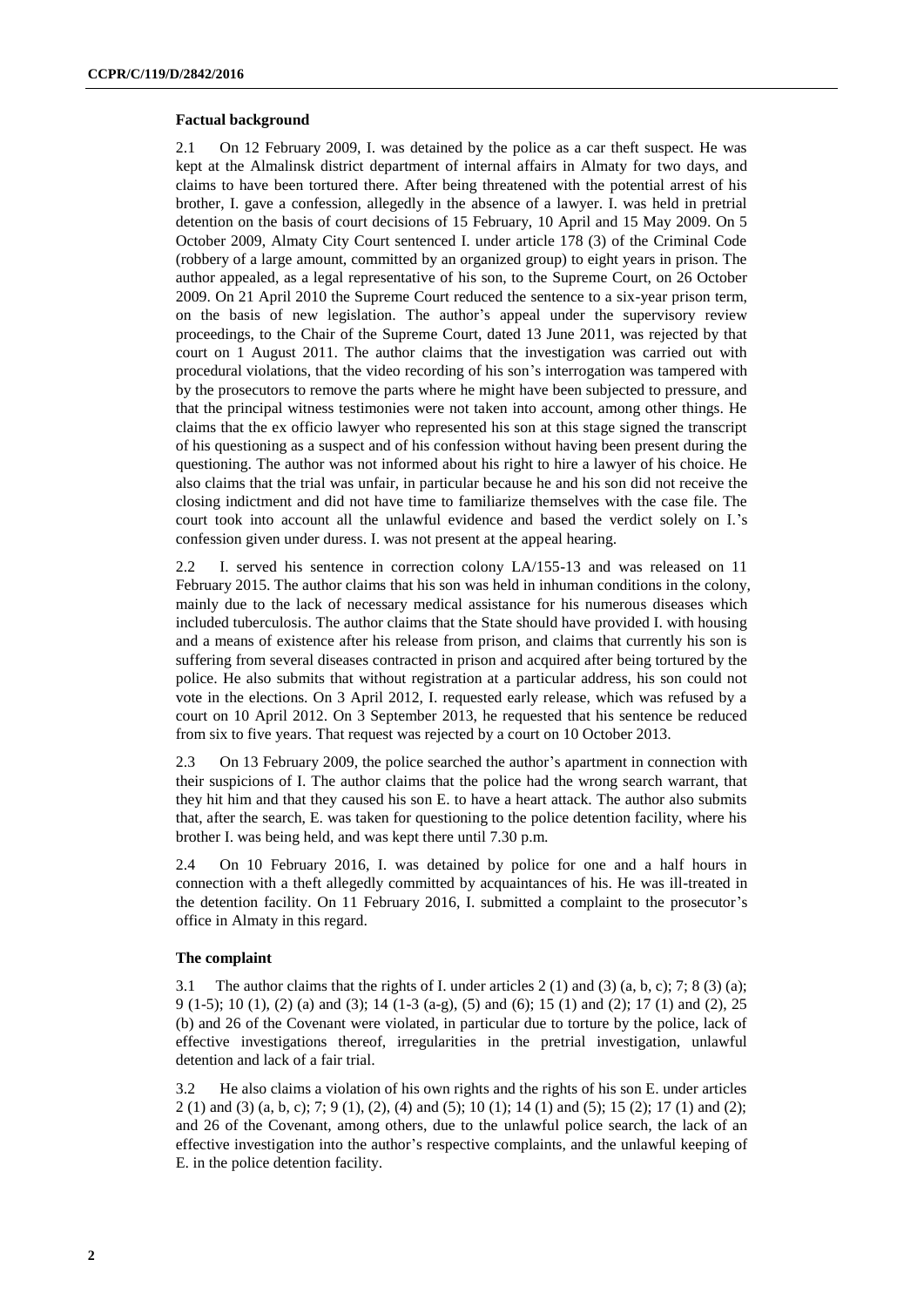### Factual background

2.1 On 12 February 2009, I. was detained by the police as a car theft suspect. He was kept at the Almalinsk district department of internal affairs in Almaty for two days, and claims to have been tortured there. After being threatened with the potential arrest of his brother, I. gave a confession, allegedly in the absence of a lawyer. I. was held in pretrial detention on the basis of court decisions of 15 February, 10 April and 15 May 2009. On 5 October 2009, Almaty City Court sentenced I. under article 178 (3) of the Criminal Code (robbery of a large amount, committed by an organized group) to eight years in prison. The author appealed, as a legal representative of his son, to the Supreme Court, on 26 October 2009. On 21 April 2010 the Supreme Court reduced the sentence to a six-year prison term, on the basis of new legislation. The author's appeal under the supervisory review proceedings, to the Chair of the Supreme Court, dated 13 June 2011, was rejected by that court on 1 August 2011. The author claims that the investigation was carried out with procedural violations, that the video recording of his son's interrogation was tampered with by the prosecutors to remove the parts where he might have been subjected to pressure, and that the principal witness testimonies were not taken into account, among other things. He claims that the ex officio lawyer who represented his son at this stage signed the transcript of his questioning as a suspect and of his confession without having been present during the questioning. The author was not informed about his right to hire a lawyer of his choice. He also claims that the trial was unfair, in particular because he and his son did not receive the closing indictment and did not have time to familiarize themselves with the case file. The court took into account all the unlawful evidence and based the verdict solely on I.'s confession given under duress. I. was not present at the appeal hearing.

2.2 I. served his sentence in correction colony LA/155-13 and was released on 11 February 2015. The author claims that his son was held in inhuman conditions in the colony, mainly due to the lack of necessary medical assistance for his numerous diseases which included tuberculosis. The author claims that the State should have provided I. with housing and a means of existence after his release from prison, and claims that currently his son is suffering from several diseases contracted in prison and acquired after being tortured by the police. He also submits that without registration at a particular address, his son could not vote in the elections. On 3 April 2012, I. requested early release, which was refused by a court on 10 April 2012. On 3 September 2013, he requested that his sentence be reduced from six to five years. That request was rejected by a court on 10 October 2013.

2.3 On 13 February 2009, the police searched the author's apartment in connection with their suspicions of I. The author claims that the police had the wrong search warrant, that they hit him and that they caused his son E. to have a heart attack. The author also submits that, after the search, E. was taken for questioning to the police detention facility, where his brother I. was being held, and was kept there until 7.30 p.m.

2.4 On 10 February 2016, I. was detained by police for one and a half hours in connection with a theft allegedly committed by acquaintances of his. He was ill-treated in the detention facility. On 11 February 2016, I. submitted a complaint to the prosecutor's office in Almaty in this regard.

### The complaint

3.1 The author claims that the rights of I. under articles 2 (1) and (3) (a, b, c); 7; 8 (3) (a); 9 (1-5); 10 (1), (2) (a) and (3); 14 (1-3 (a-g), (5) and (6); 15 (1) and (2); 17 (1) and (2), 25 (b) and 26 of the Covenant were violated, in particular due to torture by the police, lack of effective investigations thereof, irregularities in the pretrial investigation, unlawful detention and lack of a fair trial.

3.2 He also claims a violation of his own rights and the rights of his son E. under articles 2 (1) and (3) (a, b, c); 7; 9 (1), (2), (4) and (5); 10 (1); 14 (1) and (5); 15 (2); 17 (1) and (2); and 26 of the Covenant, among others, due to the unlawful police search, the lack of an effective investigation into the author's respective complaints, and the unlawful keeping of E. in the police detention facility.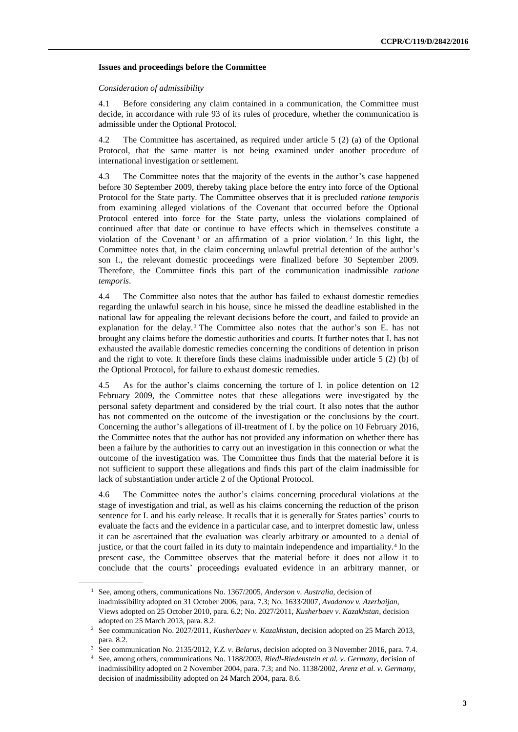### Issues and proceedings before the Committee

*Consideration of admissibility*

4.1 Before considering any claim contained in a communication, the Committee must decide, in accordance with rule 93 of its rules of procedure, whether the communication is admissible under the Optional Protocol.

4.2 The Committee has ascertained, as required under article 5 (2) (a) of the Optional Protocol, that the same matter is not being examined under another procedure of international investigation or settlement.

4.3 The Committee notes that the majority of the events in the author's case happened before 30 September 2009, thereby taking place before the entry into force of the Optional Protocol for the State party. The Committee observes that it is precluded *ratione temporis* from examining alleged violations of the Covenant that occurred before the Optional Protocol entered into force for the State party, unless the violations complained of continued after that date or continue to have effects which in themselves constitute a violation of the Covenant[1] or an affirmation of a prior violation.[2] In this light, the Committee notes that, in the claim concerning unlawful pretrial detention of the author's son I., the relevant domestic proceedings were finalized before 30 September 2009. Therefore, the Committee finds this part of the communication inadmissible *ratione temporis*.

4.4 The Committee also notes that the author has failed to exhaust domestic remedies regarding the unlawful search in his house, since he missed the deadline established in the national law for appealing the relevant decisions before the court, and failed to provide an explanation for the delay.[3] The Committee also notes that the author's son E. has not brought any claims before the domestic authorities and courts. It further notes that I. has not exhausted the available domestic remedies concerning the conditions of detention in prison and the right to vote. It therefore finds these claims inadmissible under article 5 (2) (b) of the Optional Protocol, for failure to exhaust domestic remedies.

4.5 As for the author's claims concerning the torture of I. in police detention on 12 February 2009, the Committee notes that these allegations were investigated by the personal safety department and considered by the trial court. It also notes that the author has not commented on the outcome of the investigation or the conclusions by the court. Concerning the author's allegations of ill-treatment of I. by the police on 10 February 2016, the Committee notes that the author has not provided any information on whether there has been a failure by the authorities to carry out an investigation in this connection or what the outcome of the investigation was. The Committee thus finds that the material before it is not sufficient to support these allegations and finds this part of the claim inadmissible for lack of substantiation under article 2 of the Optional Protocol.

4.6 The Committee notes the author's claims concerning procedural violations at the stage of investigation and trial, as well as his claims concerning the reduction of the prison sentence for I. and his early release. It recalls that it is generally for States parties' courts to evaluate the facts and the evidence in a particular case, and to interpret domestic law, unless it can be ascertained that the evaluation was clearly arbitrary or amounted to a denial of justice, or that the court failed in its duty to maintain independence and impartiality.[4] In the present case, the Committee observes that the material before it does not allow it to conclude that the courts' proceedings evaluated evidence in an arbitrary manner, or

---

[1] See, among others, communications No. 1367/2005, *Anderson v. Australia*, decision of inadmissibility adopted on 31 October 2006, para. 7.3; No. 1633/2007, *Avadanov v. Azerbaijan*, Views adopted on 25 October 2010, para. 6.2; No. 2027/2011, *Kusherbaev v. Kazakhstan*, decision adopted on 25 March 2013, para. 8.2.

[2] See communication No. 2027/2011, *Kusherbaev v. Kazakhstan*, decision adopted on 25 March 2013, para. 8.2.

[3] See communication No. 2135/2012, *Y.Z. v. Belarus*, decision adopted on 3 November 2016, para. 7.4.

[4] See, among others, communications No. 1188/2003, *Riedl-Riedenstein et al. v. Germany*, decision of inadmissibility adopted on 2 November 2004, para. 7.3; and No. 1138/2002, *Arenz et al. v. Germany*, decision of inadmissibility adopted on 24 March 2004, para. 8.6.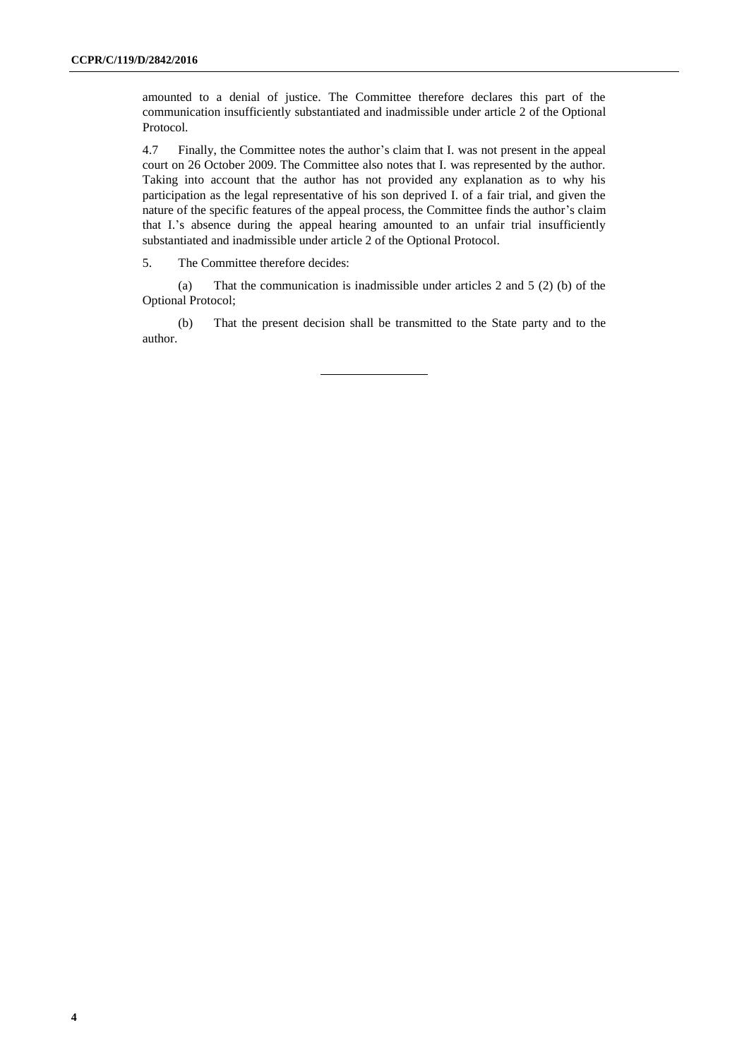amounted to a denial of justice. The Committee therefore declares this part of the communication insufficiently substantiated and inadmissible under article 2 of the Optional Protocol.

4.7 Finally, the Committee notes the author's claim that I. was not present in the appeal court on 26 October 2009. The Committee also notes that I. was represented by the author. Taking into account that the author has not provided any explanation as to why his participation as the legal representative of his son deprived I. of a fair trial, and given the nature of the specific features of the appeal process, the Committee finds the author's claim that I.'s absence during the appeal hearing amounted to an unfair trial insufficiently substantiated and inadmissible under article 2 of the Optional Protocol.

5. The Committee therefore decides:

(a) That the communication is inadmissible under articles 2 and 5 (2) (b) of the Optional Protocol;

(b) That the present decision shall be transmitted to the State party and to the author.